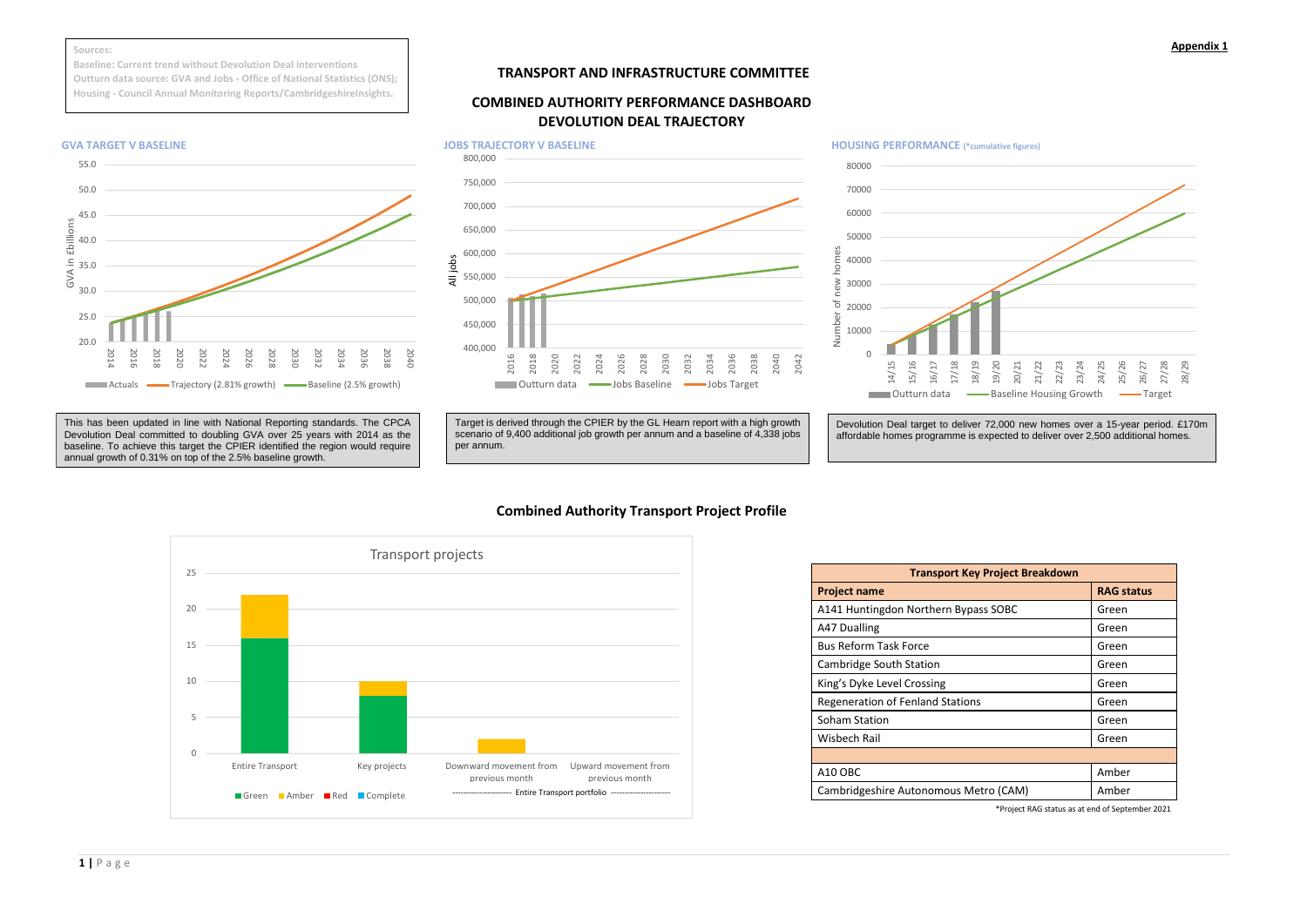**Appendix 1**

Sources:
Baseline: Current trend without Devolution Deal interventions
Outturn data source: GVA and Jobs - Office of National Statistics (ONS);
Housing - Council Annual Monitoring Reports/CambridgeshireInsights.

# TRANSPORT AND INFRASTRUCTURE COMMITTEE

## COMBINED AUTHORITY PERFORMANCE DASHBOARD DEVOLUTION DEAL TRAJECTORY

### GVA TARGET V BASELINE

This has been updated in line with National Reporting standards. The CPCA Devolution Deal committed to doubling GVA over 25 years with 2014 as the baseline. To achieve this target the CPIER identified the region would require annual growth of 0.31% on top of the 2.5% baseline growth.

### JOBS TRAJECTORY V BASELINE

Target is derived through the CPIER by the GL Hearn report with a high growth scenario of 9,400 additional job growth per annum and a baseline of 4,338 jobs per annum.

### HOUSING PERFORMANCE (*cumulative figures)

Devolution Deal target to deliver 72,000 new homes over a 15-year period. £170m affordable homes programme is expected to deliver over 2,500 additional homes.

## Combined Authority Transport Project Profile

| Transport Key Project Breakdown | |
|---|---|
| **Project name** | **RAG status** |
| A141 Huntingdon Northern Bypass SOBC | Green |
| A47 Dualling | Green |
| Bus Reform Task Force | Green |
| Cambridge South Station | Green |
| King's Dyke Level Crossing | Green |
| Regeneration of Fenland Stations | Green |
| Soham Station | Green |
| Wisbech Rail | Green |
| | |
| A10 OBC | Amber |
| Cambridgeshire Autonomous Metro (CAM) | Amber |

*Project RAG status as at end of September 2021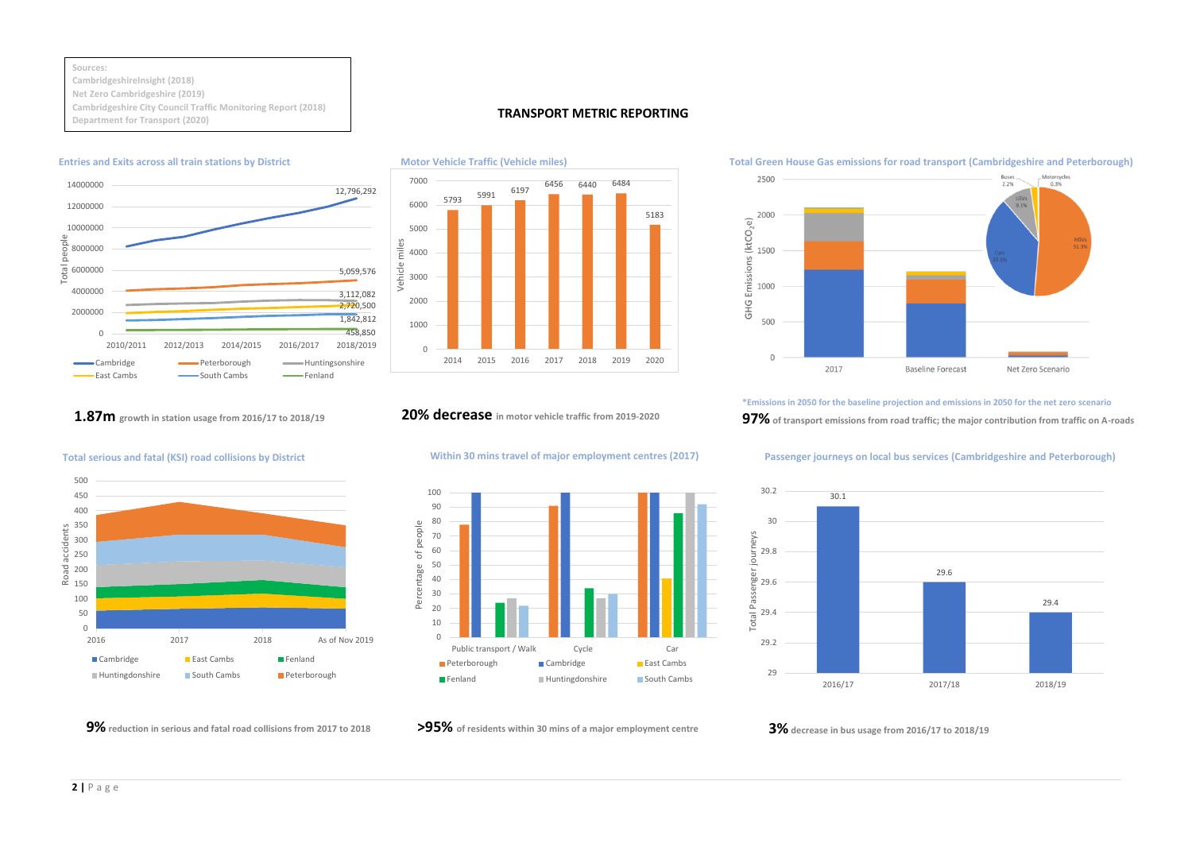Sources:
CambridgeshireInsight (2018)
Net Zero Cambridgeshire (2019)
Cambridgeshire City Council Traffic Monitoring Report (2018)
Department for Transport (2020)

# TRANSPORT METRIC REPORTING

### Entries and Exits across all train stations by District

Total people
14000000
12000000
10000000
8000000
6000000
4000000
2000000
0
2010/2011 2012/2013 2014/2015 2016/2017 2018/2019
12,796,292
5,059,576
3,112,082
2,720,500
1,842,812
458,850
Cambridge, Peterborough, Huntingsonshire, East Cambs, South Cambs, Fenland

**1.87m** growth in station usage from 2016/17 to 2018/19

### Motor Vehicle Traffic (Vehicle miles)

Vehicle miles
7000
6000
5000
4000
3000
2000
1000
0
2014 2015 2016 2017 2018 2019 2020
5793 5991 6197 6456 6440 6484 5183

**20% decrease** in motor vehicle traffic from 2019-2020

### Total Green House Gas emissions for road transport (Cambridgeshire and Peterborough)

GHG Emissions ($ktCO_2e$)
2500
2000
1500
1000
500
0
2017 Baseline Forecast Net Zero Scenario
Buses 2.2%
Motorcycles 0.3%
LGVs 9.1%
HGVs 51.3%
Cars 37.1%

*Emissions in 2050 for the baseline projection and emissions in 2050 for the net zero scenario

**97%** of transport emissions from road traffic; the major contribution from traffic on A-roads

### Total serious and fatal (KSI) road collisions by District

Road accidents
500
450
400
350
300
250
200
150
100
50
0
2016 2017 2018 As of Nov 2019
Cambridge, East Cambs, Fenland, Huntingdonshire, South Cambs, Peterborough

**9%** reduction in serious and fatal road collisions from 2017 to 2018

### Within 30 mins travel of major employment centres (2017)

Percentage of people
100
90
80
70
60
50
40
30
20
10
0
Public transport / Walk Cycle Car
Peterborough, Cambridge, East Cambs, Fenland, Huntingdonshire, South Cambs

**>95%** of residents within 30 mins of a major employment centre

### Passenger journeys on local bus services (Cambridgeshire and Peterborough)

Total Passenger journeys
30.2
30
29.8
29.6
29.4
29.2
29
2016/17 2017/18 2018/19
30.1 29.6 29.4

**3%** decrease in bus usage from 2016/17 to 2018/19